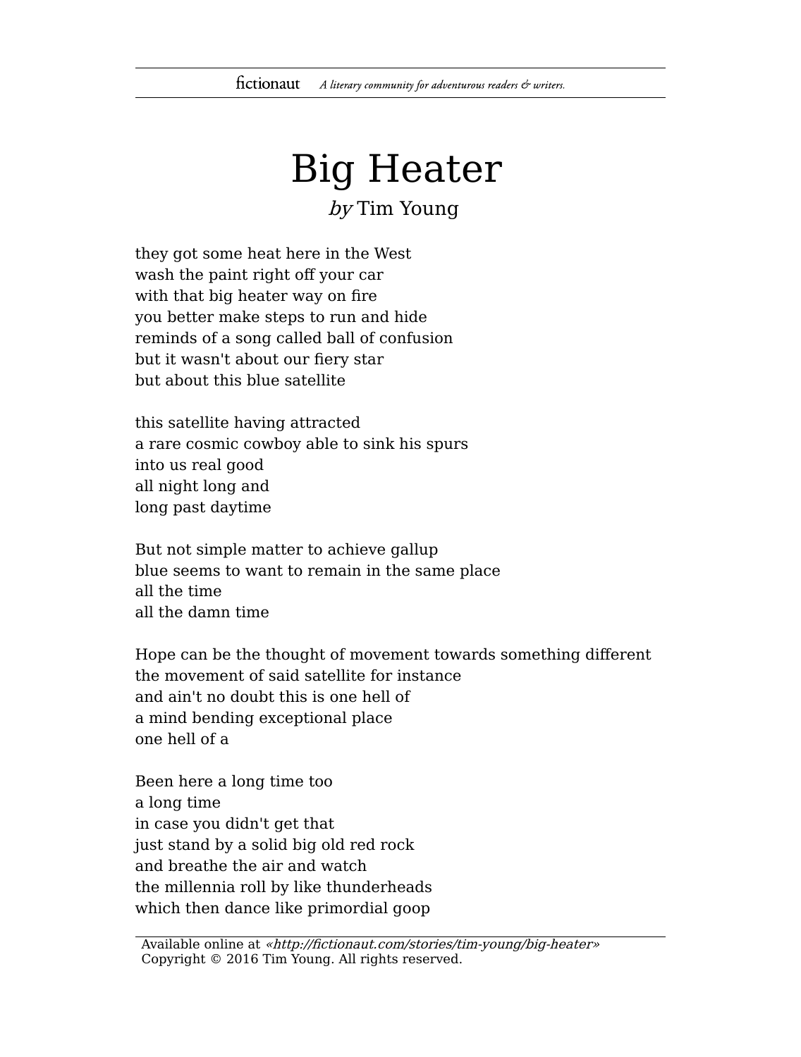# Big Heater

*by* Tim Young

they got some heat here in the West
wash the paint right off your car
with that big heater way on fire
you better make steps to run and hide
reminds of a song called ball of confusion
but it wasn't about our fiery star
but about this blue satellite

this satellite having attracted
a rare cosmic cowboy able to sink his spurs
into us real good
all night long and
long past daytime

But not simple matter to achieve gallup
blue seems to want to remain in the same place
all the time
all the damn time

Hope can be the thought of movement towards something different
the movement of said satellite for instance
and ain't no doubt this is one hell of
a mind bending exceptional place
one hell of a

Been here a long time too
a long time
in case you didn't get that
just stand by a solid big old red rock
and breathe the air and watch
the millennia roll by like thunderheads
which then dance like primordial goop

Available online at *«http://fictionaut.com/stories/tim-young/big-heater»*
Copyright © 2016 Tim Young. All rights reserved.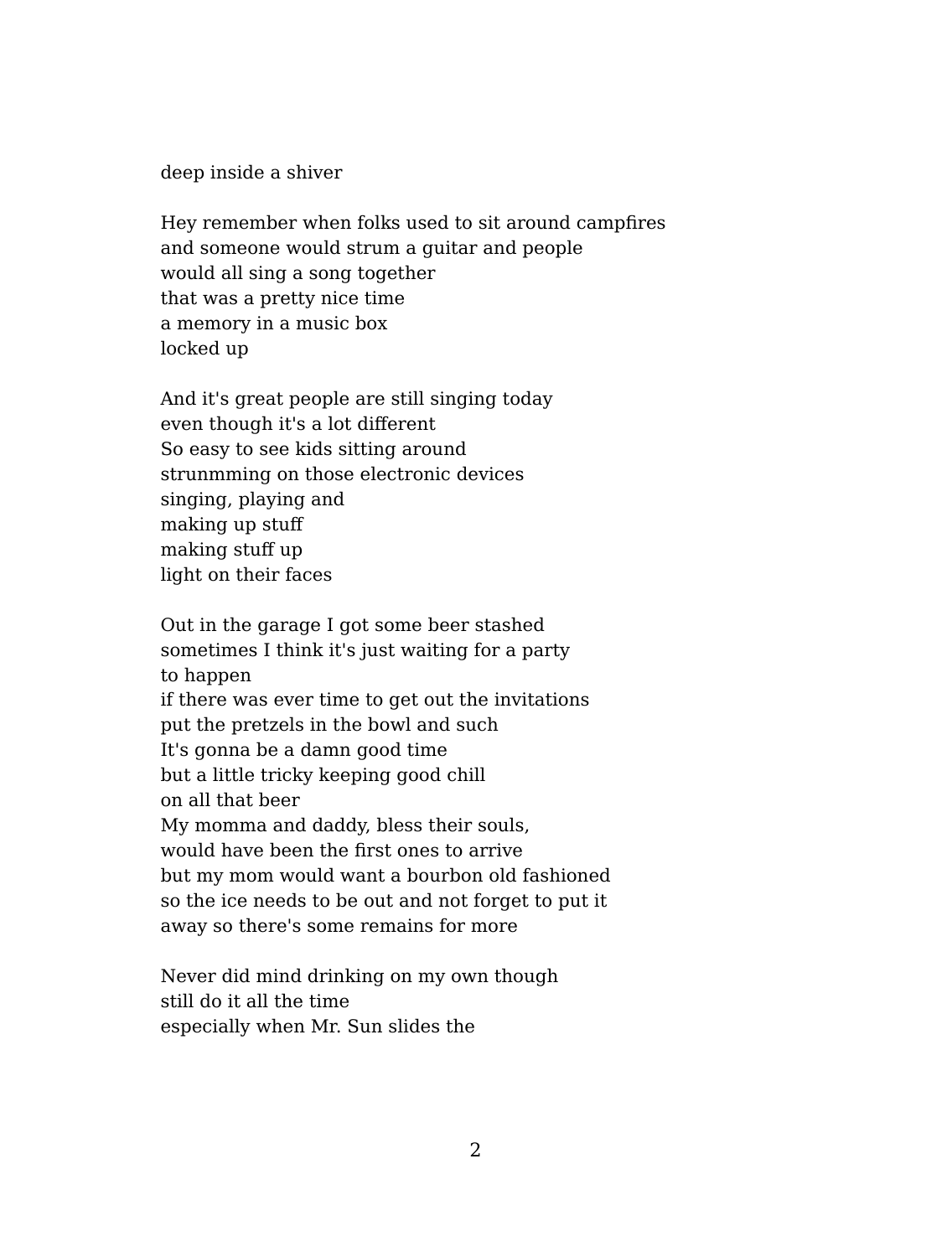deep inside a shiver

Hey remember when folks used to sit around campfires
and someone would strum a guitar and people
would all sing a song together
that was a pretty nice time
a memory in a music box
locked up

And it's great people are still singing today
even though it's a lot different
So easy to see kids sitting around
strunmming on those electronic devices
singing, playing and
making up stuff
making stuff up
light on their faces

Out in the garage I got some beer stashed
sometimes I think it's just waiting for a party
to happen
if there was ever time to get out the invitations
put the pretzels in the bowl and such
It's gonna be a damn good time
but a little tricky keeping good chill
on all that beer
My momma and daddy, bless their souls,
would have been the first ones to arrive
but my mom would want a bourbon old fashioned
so the ice needs to be out and not forget to put it
away so there's some remains for more

Never did mind drinking on my own though
still do it all the time
especially when Mr. Sun slides the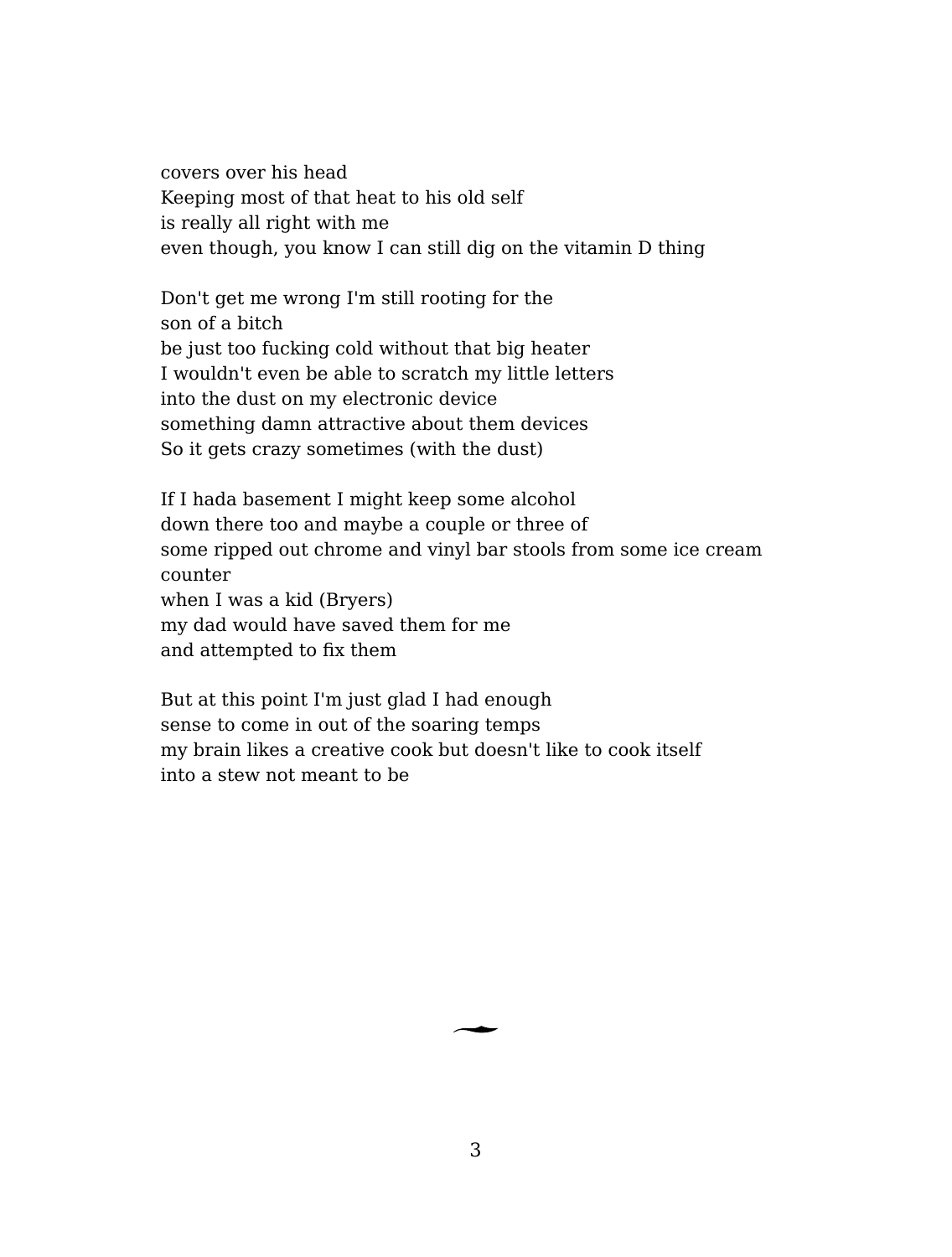covers over his head  
Keeping most of that heat to his old self  
is really all right with me  
even though, you know I can still dig on the vitamin D thing

Don't get me wrong I'm still rooting for the  
son of a bitch  
be just too fucking cold without that big heater  
I wouldn't even be able to scratch my little letters  
into the dust on my electronic device  
something damn attractive about them devices  
So it gets crazy sometimes (with the dust)

If I hada basement I might keep some alcohol  
down there too and maybe a couple or three of  
some ripped out chrome and vinyl bar stools from some ice cream counter  
when I was a kid (Bryers)  
my dad would have saved them for me  
and attempted to fix them

But at this point I'm just glad I had enough  
sense to come in out of the soaring temps  
my brain likes a creative cook but doesn't like to cook itself  
into a stew not meant to be